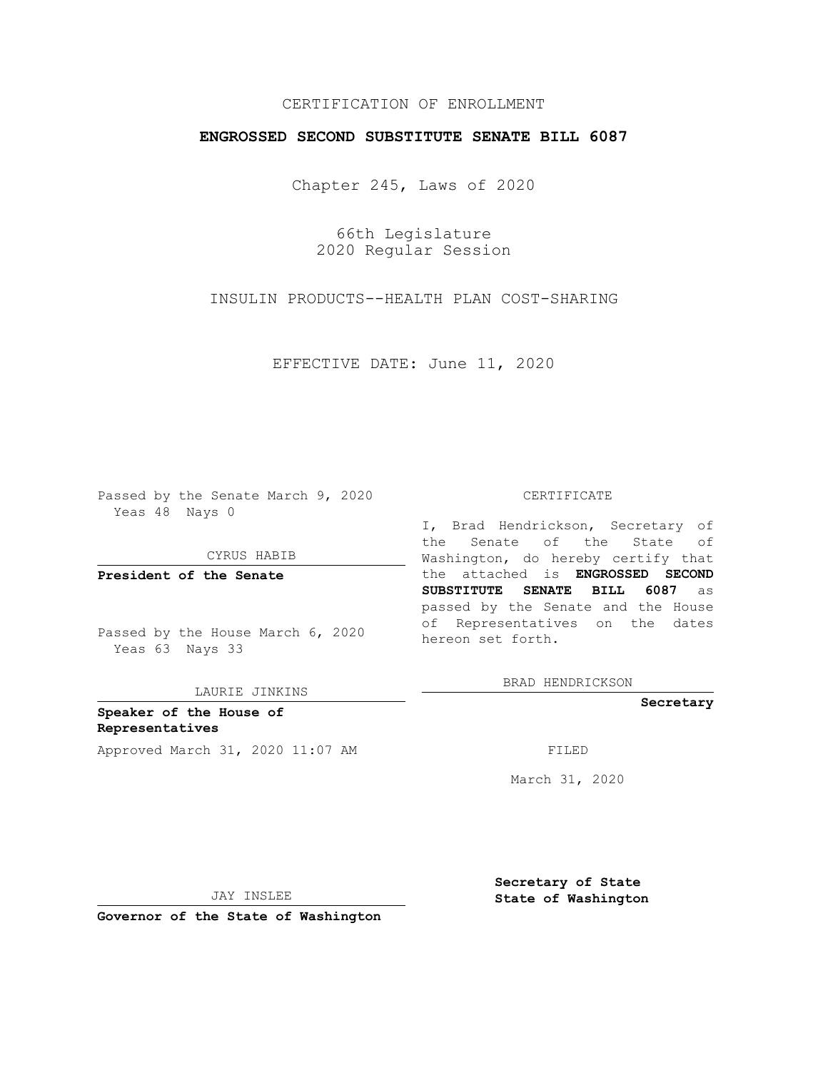CERTIFICATION OF ENROLLMENT

**ENGROSSED SECOND SUBSTITUTE SENATE BILL 6087**

Chapter 245, Laws of 2020

66th Legislature
2020 Regular Session

INSULIN PRODUCTS--HEALTH PLAN COST-SHARING

EFFECTIVE DATE: June 11, 2020

Passed by the Senate March 9, 2020
Yeas 48 Nays 0

CYRUS HABIB

**President of the Senate**

Passed by the House March 6, 2020
Yeas 63 Nays 33

LAURIE JINKINS

**Speaker of the House of Representatives**

Approved March 31, 2020 11:07 AM

JAY INSLEE

**Governor of the State of Washington**

CERTIFICATE

I, Brad Hendrickson, Secretary of the Senate of the State of Washington, do hereby certify that the attached is **ENGROSSED SECOND SUBSTITUTE SENATE BILL 6087** as passed by the Senate and the House of Representatives on the dates hereon set forth.

BRAD HENDRICKSON

**Secretary**

FILED

March 31, 2020

**Secretary of State**
**State of Washington**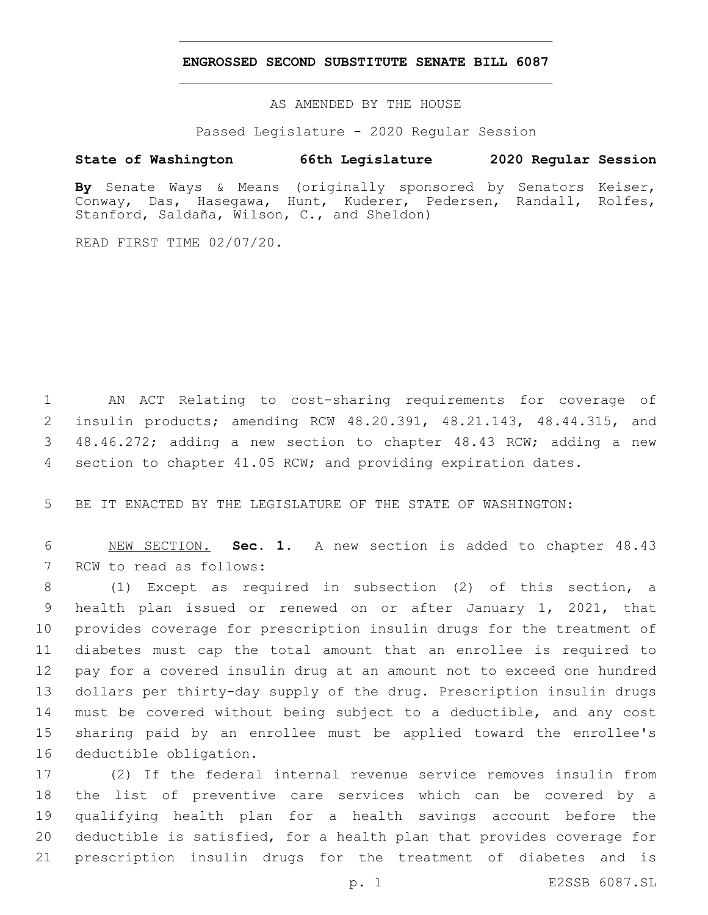# ENGROSSED SECOND SUBSTITUTE SENATE BILL 6087

AS AMENDED BY THE HOUSE

Passed Legislature - 2020 Regular Session

**State of Washington 66th Legislature 2020 Regular Session**

**By** Senate Ways & Means (originally sponsored by Senators Keiser, Conway, Das, Hasegawa, Hunt, Kuderer, Pedersen, Randall, Rolfes, Stanford, Saldaña, Wilson, C., and Sheldon)

READ FIRST TIME 02/07/20.

AN ACT Relating to cost-sharing requirements for coverage of insulin products; amending RCW 48.20.391, 48.21.143, 48.44.315, and 48.46.272; adding a new section to chapter 48.43 RCW; adding a new section to chapter 41.05 RCW; and providing expiration dates.

BE IT ENACTED BY THE LEGISLATURE OF THE STATE OF WASHINGTON:

NEW SECTION. **Sec. 1.** A new section is added to chapter 48.43 RCW to read as follows:

(1) Except as required in subsection (2) of this section, a health plan issued or renewed on or after January 1, 2021, that provides coverage for prescription insulin drugs for the treatment of diabetes must cap the total amount that an enrollee is required to pay for a covered insulin drug at an amount not to exceed one hundred dollars per thirty-day supply of the drug. Prescription insulin drugs must be covered without being subject to a deductible, and any cost sharing paid by an enrollee must be applied toward the enrollee's deductible obligation.

(2) If the federal internal revenue service removes insulin from the list of preventive care services which can be covered by a qualifying health plan for a health savings account before the deductible is satisfied, for a health plan that provides coverage for prescription insulin drugs for the treatment of diabetes and is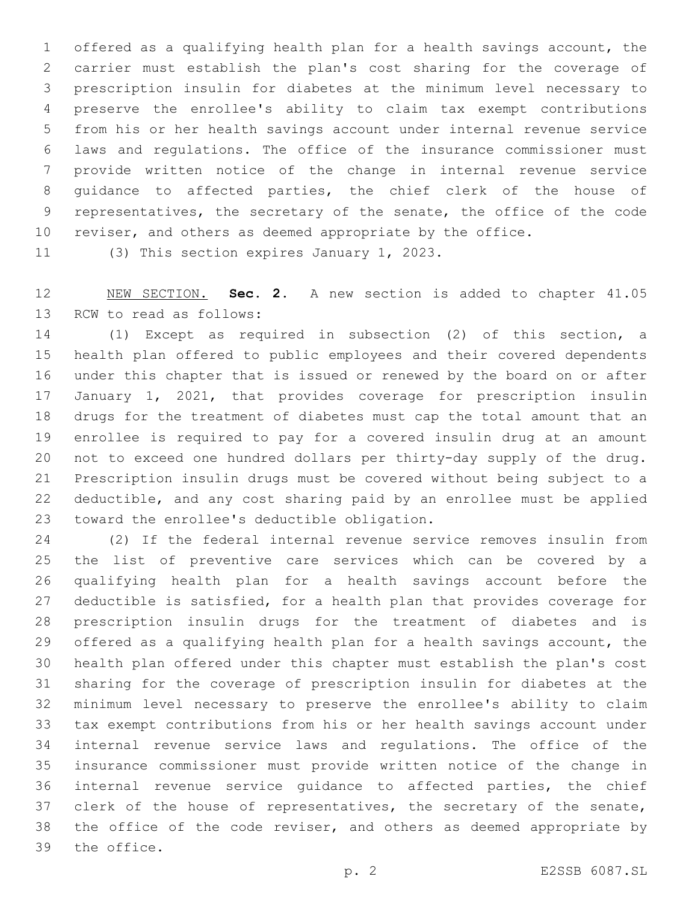offered as a qualifying health plan for a health savings account, the carrier must establish the plan's cost sharing for the coverage of prescription insulin for diabetes at the minimum level necessary to preserve the enrollee's ability to claim tax exempt contributions from his or her health savings account under internal revenue service laws and regulations. The office of the insurance commissioner must provide written notice of the change in internal revenue service guidance to affected parties, the chief clerk of the house of representatives, the secretary of the senate, the office of the code reviser, and others as deemed appropriate by the office.

(3) This section expires January 1, 2023.

NEW SECTION. **Sec. 2.** A new section is added to chapter 41.05 RCW to read as follows:

(1) Except as required in subsection (2) of this section, a health plan offered to public employees and their covered dependents under this chapter that is issued or renewed by the board on or after January 1, 2021, that provides coverage for prescription insulin drugs for the treatment of diabetes must cap the total amount that an enrollee is required to pay for a covered insulin drug at an amount not to exceed one hundred dollars per thirty-day supply of the drug. Prescription insulin drugs must be covered without being subject to a deductible, and any cost sharing paid by an enrollee must be applied toward the enrollee's deductible obligation.

(2) If the federal internal revenue service removes insulin from the list of preventive care services which can be covered by a qualifying health plan for a health savings account before the deductible is satisfied, for a health plan that provides coverage for prescription insulin drugs for the treatment of diabetes and is offered as a qualifying health plan for a health savings account, the health plan offered under this chapter must establish the plan's cost sharing for the coverage of prescription insulin for diabetes at the minimum level necessary to preserve the enrollee's ability to claim tax exempt contributions from his or her health savings account under internal revenue service laws and regulations. The office of the insurance commissioner must provide written notice of the change in internal revenue service guidance to affected parties, the chief clerk of the house of representatives, the secretary of the senate, the office of the code reviser, and others as deemed appropriate by the office.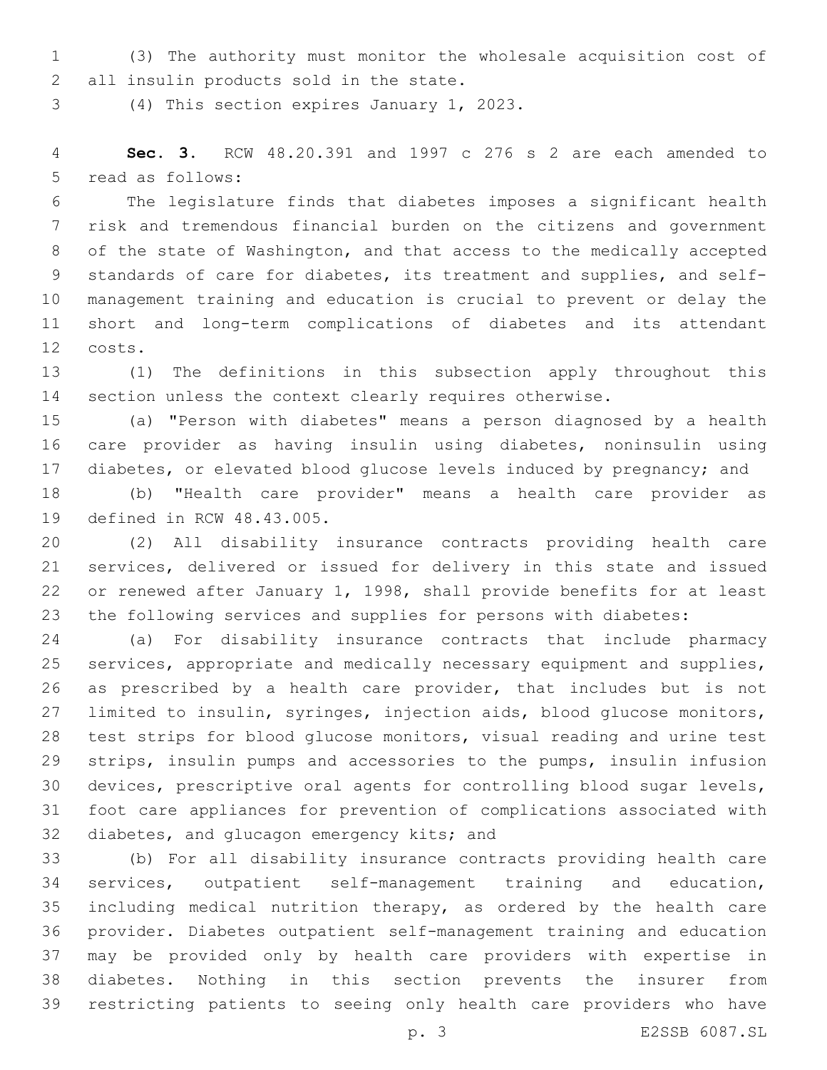(3) The authority must monitor the wholesale acquisition cost of all insulin products sold in the state.

(4) This section expires January 1, 2023.

**Sec. 3.** RCW 48.20.391 and 1997 c 276 s 2 are each amended to read as follows:

The legislature finds that diabetes imposes a significant health risk and tremendous financial burden on the citizens and government of the state of Washington, and that access to the medically accepted standards of care for diabetes, its treatment and supplies, and self-management training and education is crucial to prevent or delay the short and long-term complications of diabetes and its attendant costs.

(1) The definitions in this subsection apply throughout this section unless the context clearly requires otherwise.

(a) "Person with diabetes" means a person diagnosed by a health care provider as having insulin using diabetes, noninsulin using diabetes, or elevated blood glucose levels induced by pregnancy; and

(b) "Health care provider" means a health care provider as defined in RCW 48.43.005.

(2) All disability insurance contracts providing health care services, delivered or issued for delivery in this state and issued or renewed after January 1, 1998, shall provide benefits for at least the following services and supplies for persons with diabetes:

(a) For disability insurance contracts that include pharmacy services, appropriate and medically necessary equipment and supplies, as prescribed by a health care provider, that includes but is not limited to insulin, syringes, injection aids, blood glucose monitors, test strips for blood glucose monitors, visual reading and urine test strips, insulin pumps and accessories to the pumps, insulin infusion devices, prescriptive oral agents for controlling blood sugar levels, foot care appliances for prevention of complications associated with diabetes, and glucagon emergency kits; and

(b) For all disability insurance contracts providing health care services, outpatient self-management training and education, including medical nutrition therapy, as ordered by the health care provider. Diabetes outpatient self-management training and education may be provided only by health care providers with expertise in diabetes. Nothing in this section prevents the insurer from restricting patients to seeing only health care providers who have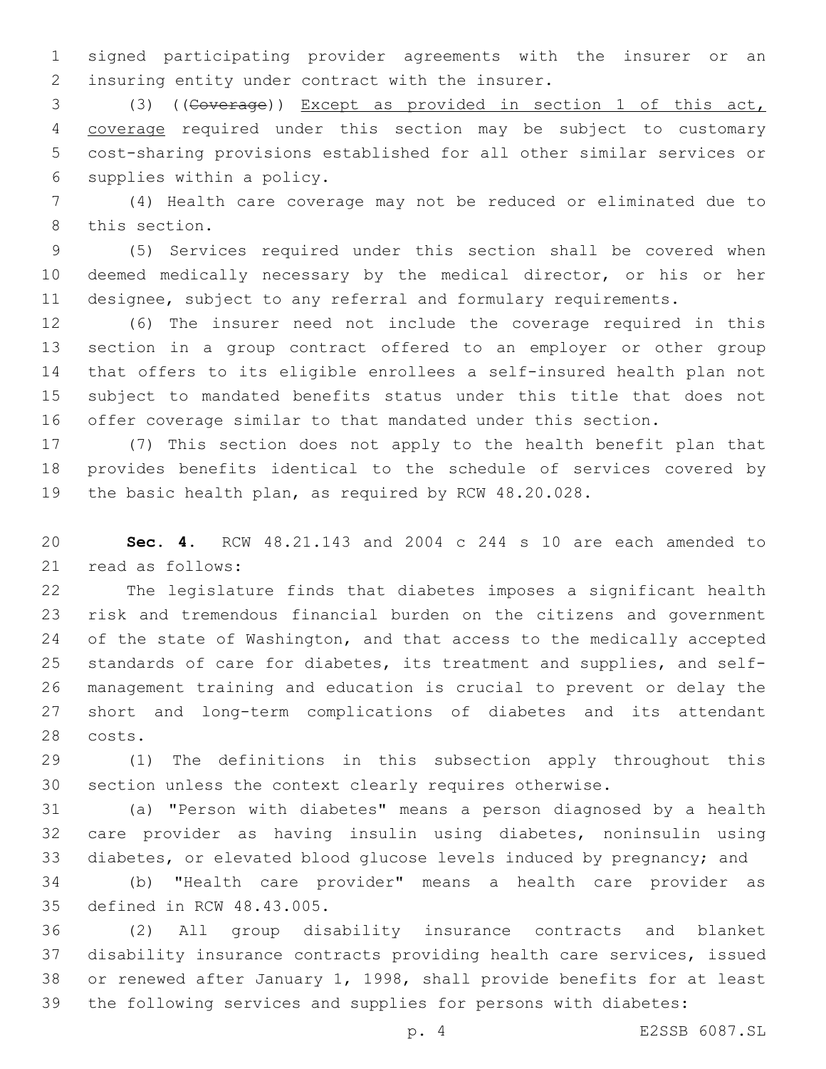signed participating provider agreements with the insurer or an insuring entity under contract with the insurer.

(3) ((~~Coverage~~)) Except as provided in section 1 of this act, coverage required under this section may be subject to customary cost-sharing provisions established for all other similar services or supplies within a policy.

(4) Health care coverage may not be reduced or eliminated due to this section.

(5) Services required under this section shall be covered when deemed medically necessary by the medical director, or his or her designee, subject to any referral and formulary requirements.

(6) The insurer need not include the coverage required in this section in a group contract offered to an employer or other group that offers to its eligible enrollees a self-insured health plan not subject to mandated benefits status under this title that does not offer coverage similar to that mandated under this section.

(7) This section does not apply to the health benefit plan that provides benefits identical to the schedule of services covered by the basic health plan, as required by RCW 48.20.028.

**Sec. 4.** RCW 48.21.143 and 2004 c 244 s 10 are each amended to read as follows:

The legislature finds that diabetes imposes a significant health risk and tremendous financial burden on the citizens and government of the state of Washington, and that access to the medically accepted standards of care for diabetes, its treatment and supplies, and self-management training and education is crucial to prevent or delay the short and long-term complications of diabetes and its attendant costs.

(1) The definitions in this subsection apply throughout this section unless the context clearly requires otherwise.

(a) "Person with diabetes" means a person diagnosed by a health care provider as having insulin using diabetes, noninsulin using diabetes, or elevated blood glucose levels induced by pregnancy; and

(b) "Health care provider" means a health care provider as defined in RCW 48.43.005.

(2) All group disability insurance contracts and blanket disability insurance contracts providing health care services, issued or renewed after January 1, 1998, shall provide benefits for at least the following services and supplies for persons with diabetes: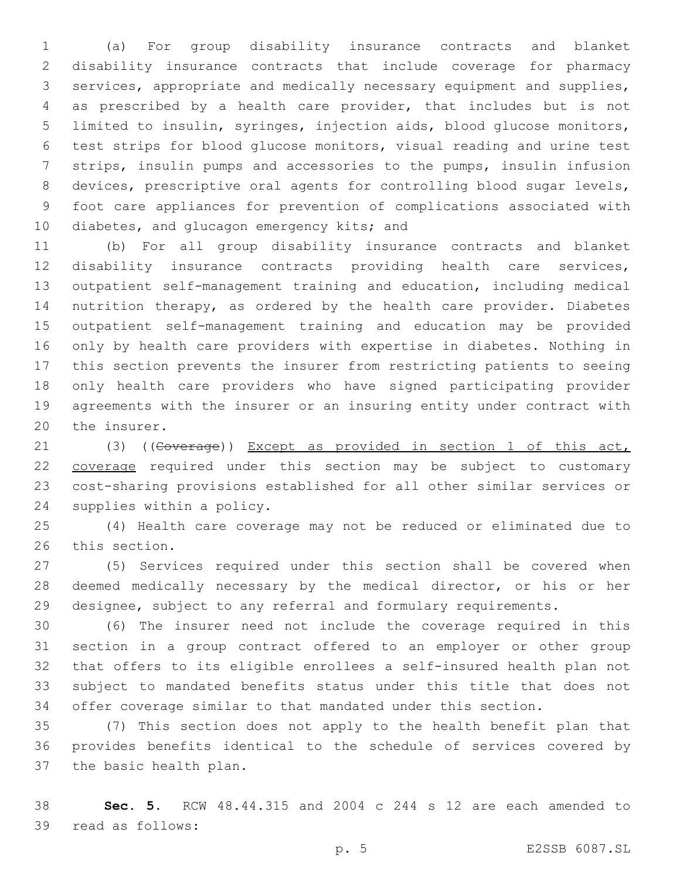(a) For group disability insurance contracts and blanket disability insurance contracts that include coverage for pharmacy services, appropriate and medically necessary equipment and supplies, as prescribed by a health care provider, that includes but is not limited to insulin, syringes, injection aids, blood glucose monitors, test strips for blood glucose monitors, visual reading and urine test strips, insulin pumps and accessories to the pumps, insulin infusion devices, prescriptive oral agents for controlling blood sugar levels, foot care appliances for prevention of complications associated with diabetes, and glucagon emergency kits; and

(b) For all group disability insurance contracts and blanket disability insurance contracts providing health care services, outpatient self-management training and education, including medical nutrition therapy, as ordered by the health care provider. Diabetes outpatient self-management training and education may be provided only by health care providers with expertise in diabetes. Nothing in this section prevents the insurer from restricting patients to seeing only health care providers who have signed participating provider agreements with the insurer or an insuring entity under contract with the insurer.

(3) ((~~Coverage~~)) <u>Except as provided in section 1 of this act, coverage</u> required under this section may be subject to customary cost-sharing provisions established for all other similar services or supplies within a policy.

(4) Health care coverage may not be reduced or eliminated due to this section.

(5) Services required under this section shall be covered when deemed medically necessary by the medical director, or his or her designee, subject to any referral and formulary requirements.

(6) The insurer need not include the coverage required in this section in a group contract offered to an employer or other group that offers to its eligible enrollees a self-insured health plan not subject to mandated benefits status under this title that does not offer coverage similar to that mandated under this section.

(7) This section does not apply to the health benefit plan that provides benefits identical to the schedule of services covered by the basic health plan.

**Sec. 5.** RCW 48.44.315 and 2004 c 244 s 12 are each amended to read as follows: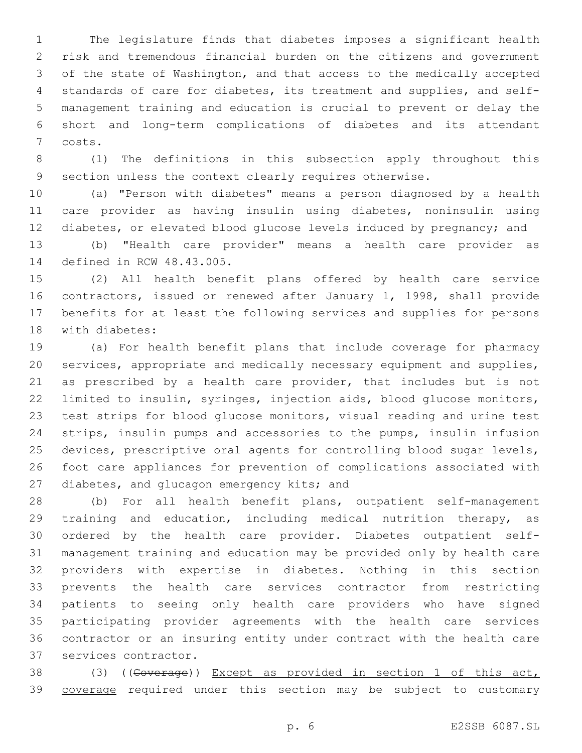The legislature finds that diabetes imposes a significant health risk and tremendous financial burden on the citizens and government of the state of Washington, and that access to the medically accepted standards of care for diabetes, its treatment and supplies, and self-management training and education is crucial to prevent or delay the short and long-term complications of diabetes and its attendant costs.

(1) The definitions in this subsection apply throughout this section unless the context clearly requires otherwise.

(a) "Person with diabetes" means a person diagnosed by a health care provider as having insulin using diabetes, noninsulin using diabetes, or elevated blood glucose levels induced by pregnancy; and

(b) "Health care provider" means a health care provider as defined in RCW 48.43.005.

(2) All health benefit plans offered by health care service contractors, issued or renewed after January 1, 1998, shall provide benefits for at least the following services and supplies for persons with diabetes:

(a) For health benefit plans that include coverage for pharmacy services, appropriate and medically necessary equipment and supplies, as prescribed by a health care provider, that includes but is not limited to insulin, syringes, injection aids, blood glucose monitors, test strips for blood glucose monitors, visual reading and urine test strips, insulin pumps and accessories to the pumps, insulin infusion devices, prescriptive oral agents for controlling blood sugar levels, foot care appliances for prevention of complications associated with diabetes, and glucagon emergency kits; and

(b) For all health benefit plans, outpatient self-management training and education, including medical nutrition therapy, as ordered by the health care provider. Diabetes outpatient self-management training and education may be provided only by health care providers with expertise in diabetes. Nothing in this section prevents the health care services contractor from restricting patients to seeing only health care providers who have signed participating provider agreements with the health care services contractor or an insuring entity under contract with the health care services contractor.

(3) ((~~Coverage~~)) Except as provided in section 1 of this act, coverage required under this section may be subject to customary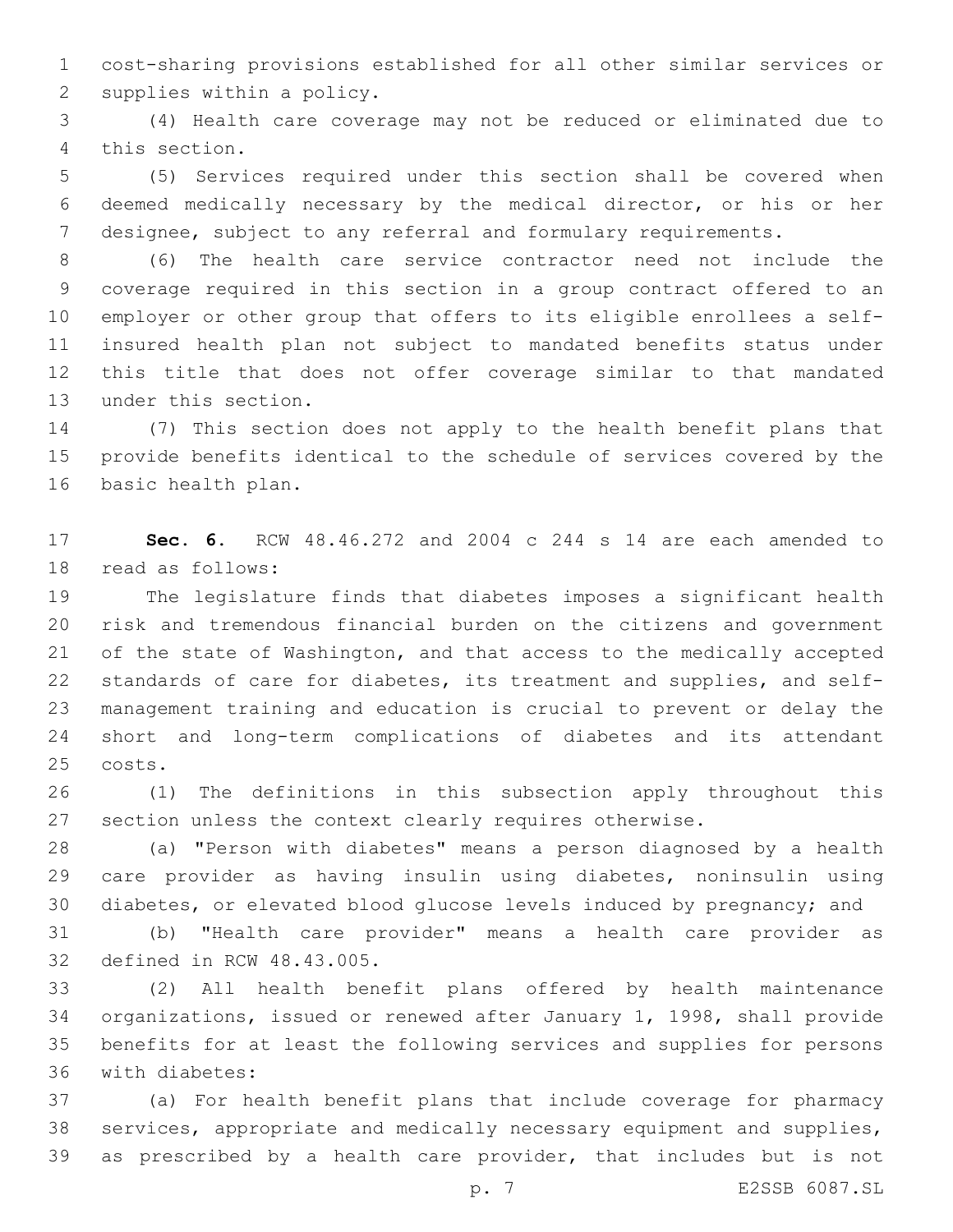cost-sharing provisions established for all other similar services or supplies within a policy.

(4) Health care coverage may not be reduced or eliminated due to this section.

(5) Services required under this section shall be covered when deemed medically necessary by the medical director, or his or her designee, subject to any referral and formulary requirements.

(6) The health care service contractor need not include the coverage required in this section in a group contract offered to an employer or other group that offers to its eligible enrollees a self-insured health plan not subject to mandated benefits status under this title that does not offer coverage similar to that mandated under this section.

(7) This section does not apply to the health benefit plans that provide benefits identical to the schedule of services covered by the basic health plan.

**Sec. 6.** RCW 48.46.272 and 2004 c 244 s 14 are each amended to read as follows:

The legislature finds that diabetes imposes a significant health risk and tremendous financial burden on the citizens and government of the state of Washington, and that access to the medically accepted standards of care for diabetes, its treatment and supplies, and self-management training and education is crucial to prevent or delay the short and long-term complications of diabetes and its attendant costs.

(1) The definitions in this subsection apply throughout this section unless the context clearly requires otherwise.

(a) "Person with diabetes" means a person diagnosed by a health care provider as having insulin using diabetes, noninsulin using diabetes, or elevated blood glucose levels induced by pregnancy; and

(b) "Health care provider" means a health care provider as defined in RCW 48.43.005.

(2) All health benefit plans offered by health maintenance organizations, issued or renewed after January 1, 1998, shall provide benefits for at least the following services and supplies for persons with diabetes:

(a) For health benefit plans that include coverage for pharmacy services, appropriate and medically necessary equipment and supplies, as prescribed by a health care provider, that includes but is not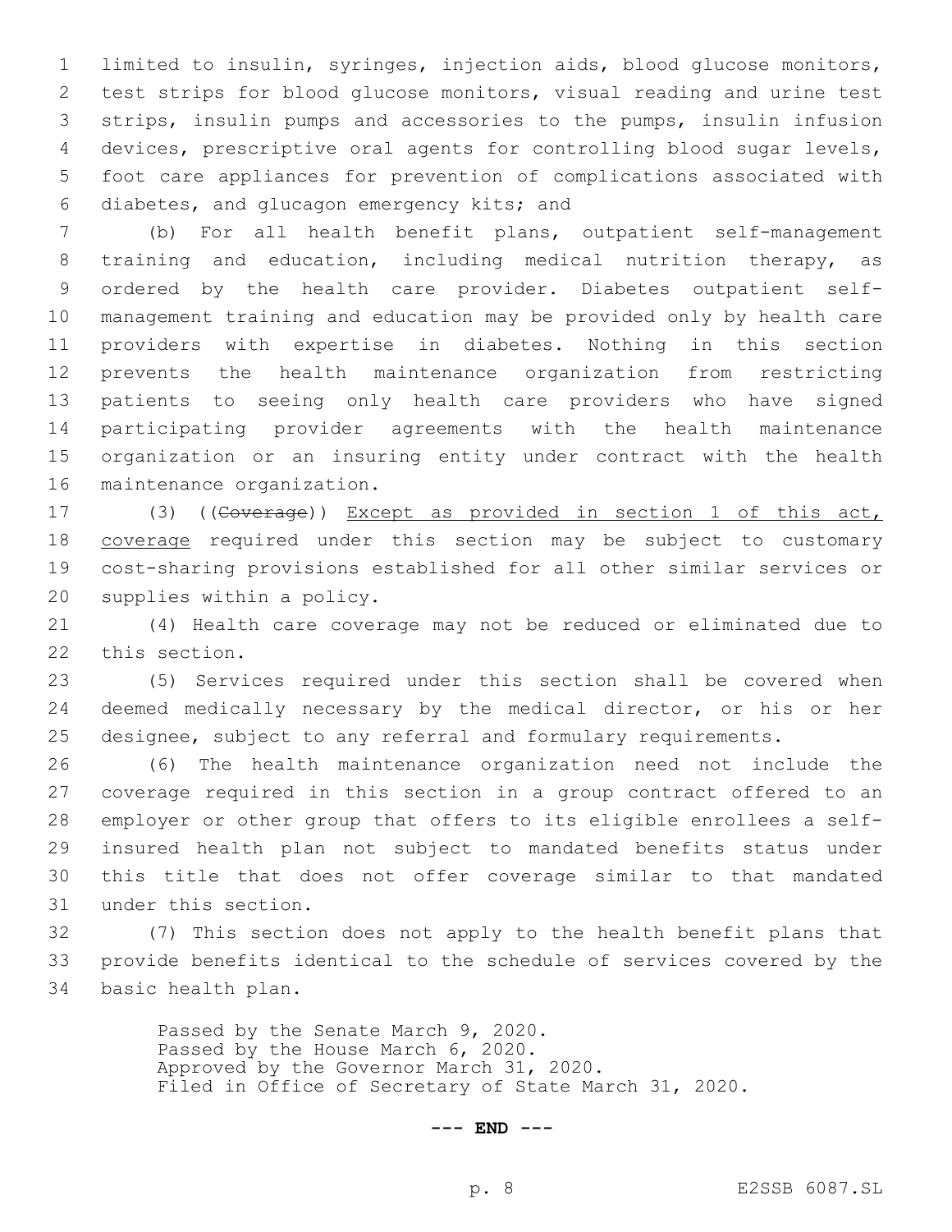limited to insulin, syringes, injection aids, blood glucose monitors, test strips for blood glucose monitors, visual reading and urine test strips, insulin pumps and accessories to the pumps, insulin infusion devices, prescriptive oral agents for controlling blood sugar levels, foot care appliances for prevention of complications associated with diabetes, and glucagon emergency kits; and

(b) For all health benefit plans, outpatient self-management training and education, including medical nutrition therapy, as ordered by the health care provider. Diabetes outpatient self-management training and education may be provided only by health care providers with expertise in diabetes. Nothing in this section prevents the health maintenance organization from restricting patients to seeing only health care providers who have signed participating provider agreements with the health maintenance organization or an insuring entity under contract with the health maintenance organization.

(3) ((~~Coverage~~)) <u>Except as provided in section 1 of this act, coverage</u> required under this section may be subject to customary cost-sharing provisions established for all other similar services or supplies within a policy.

(4) Health care coverage may not be reduced or eliminated due to this section.

(5) Services required under this section shall be covered when deemed medically necessary by the medical director, or his or her designee, subject to any referral and formulary requirements.

(6) The health maintenance organization need not include the coverage required in this section in a group contract offered to an employer or other group that offers to its eligible enrollees a self-insured health plan not subject to mandated benefits status under this title that does not offer coverage similar to that mandated under this section.

(7) This section does not apply to the health benefit plans that provide benefits identical to the schedule of services covered by the basic health plan.

Passed by the Senate March 9, 2020.
Passed by the House March 6, 2020.
Approved by the Governor March 31, 2020.
Filed in Office of Secretary of State March 31, 2020.

**--- END ---**